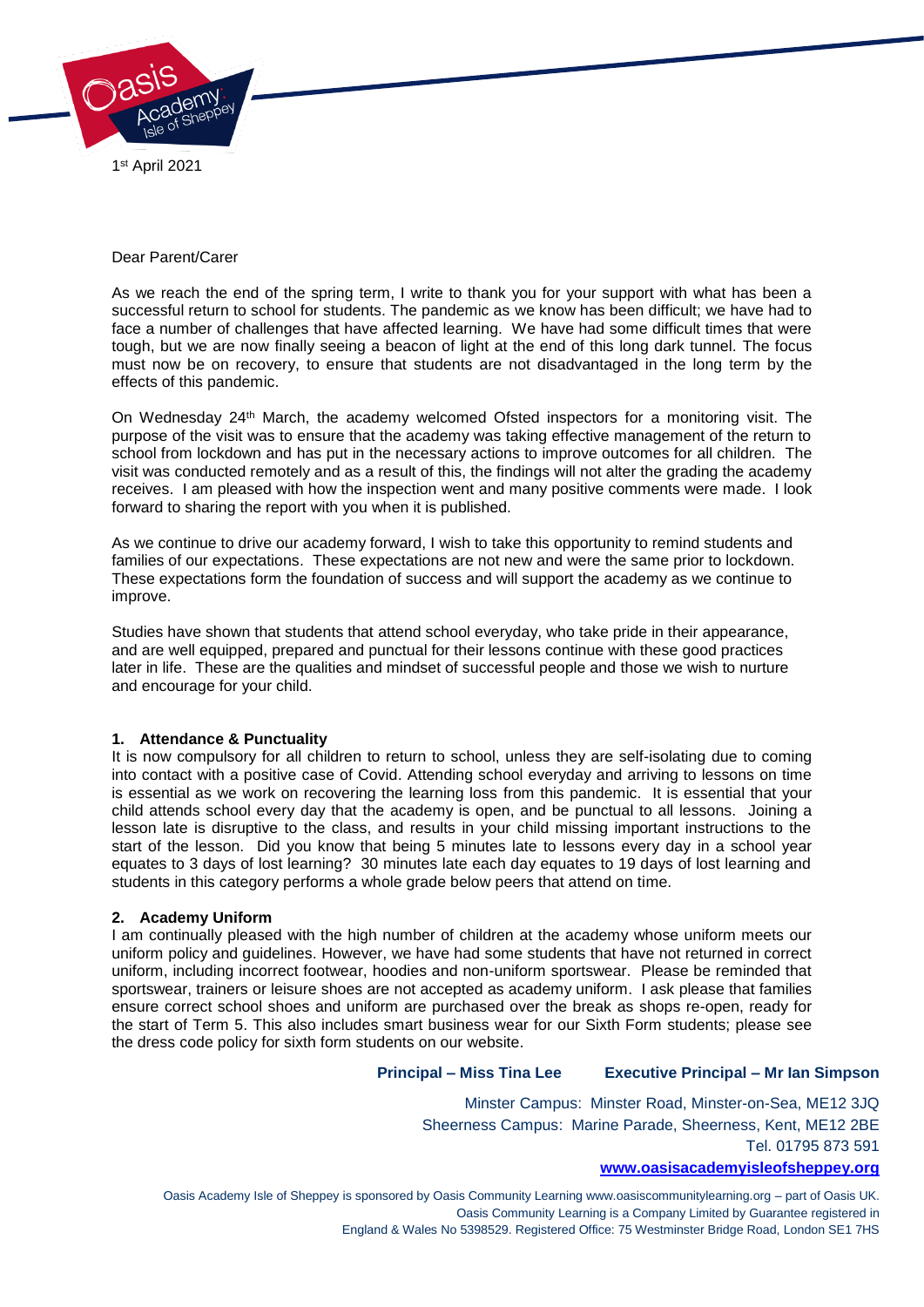1st April 2021

Dear Parent/Carer

As we reach the end of the spring term, I write to thank you for your support with what has been a successful return to school for students. The pandemic as we know has been difficult; we have had to face a number of challenges that have affected learning. We have had some difficult times that were tough, but we are now finally seeing a beacon of light at the end of this long dark tunnel. The focus must now be on recovery, to ensure that students are not disadvantaged in the long term by the effects of this pandemic.

On Wednesday 24th March, the academy welcomed Ofsted inspectors for a monitoring visit. The purpose of the visit was to ensure that the academy was taking effective management of the return to school from lockdown and has put in the necessary actions to improve outcomes for all children. The visit was conducted remotely and as a result of this, the findings will not alter the grading the academy receives. I am pleased with how the inspection went and many positive comments were made. I look forward to sharing the report with you when it is published.

As we continue to drive our academy forward, I wish to take this opportunity to remind students and families of our expectations. These expectations are not new and were the same prior to lockdown. These expectations form the foundation of success and will support the academy as we continue to improve.

Studies have shown that students that attend school everyday, who take pride in their appearance, and are well equipped, prepared and punctual for their lessons continue with these good practices later in life. These are the qualities and mindset of successful people and those we wish to nurture and encourage for your child.

**1. Attendance & Punctuality**

It is now compulsory for all children to return to school, unless they are self-isolating due to coming into contact with a positive case of Covid. Attending school everyday and arriving to lessons on time is essential as we work on recovering the learning loss from this pandemic. It is essential that your child attends school every day that the academy is open, and be punctual to all lessons. Joining a lesson late is disruptive to the class, and results in your child missing important instructions to the start of the lesson. Did you know that being 5 minutes late to lessons every day in a school year equates to 3 days of lost learning? 30 minutes late each day equates to 19 days of lost learning and students in this category performs a whole grade below peers that attend on time.

**2. Academy Uniform**

I am continually pleased with the high number of children at the academy whose uniform meets our uniform policy and guidelines. However, we have had some students that have not returned in correct uniform, including incorrect footwear, hoodies and non-uniform sportswear. Please be reminded that sportswear, trainers or leisure shoes are not accepted as academy uniform. I ask please that families ensure correct school shoes and uniform are purchased over the break as shops re-open, ready for the start of Term 5. This also includes smart business wear for our Sixth Form students; please see the dress code policy for sixth form students on our website.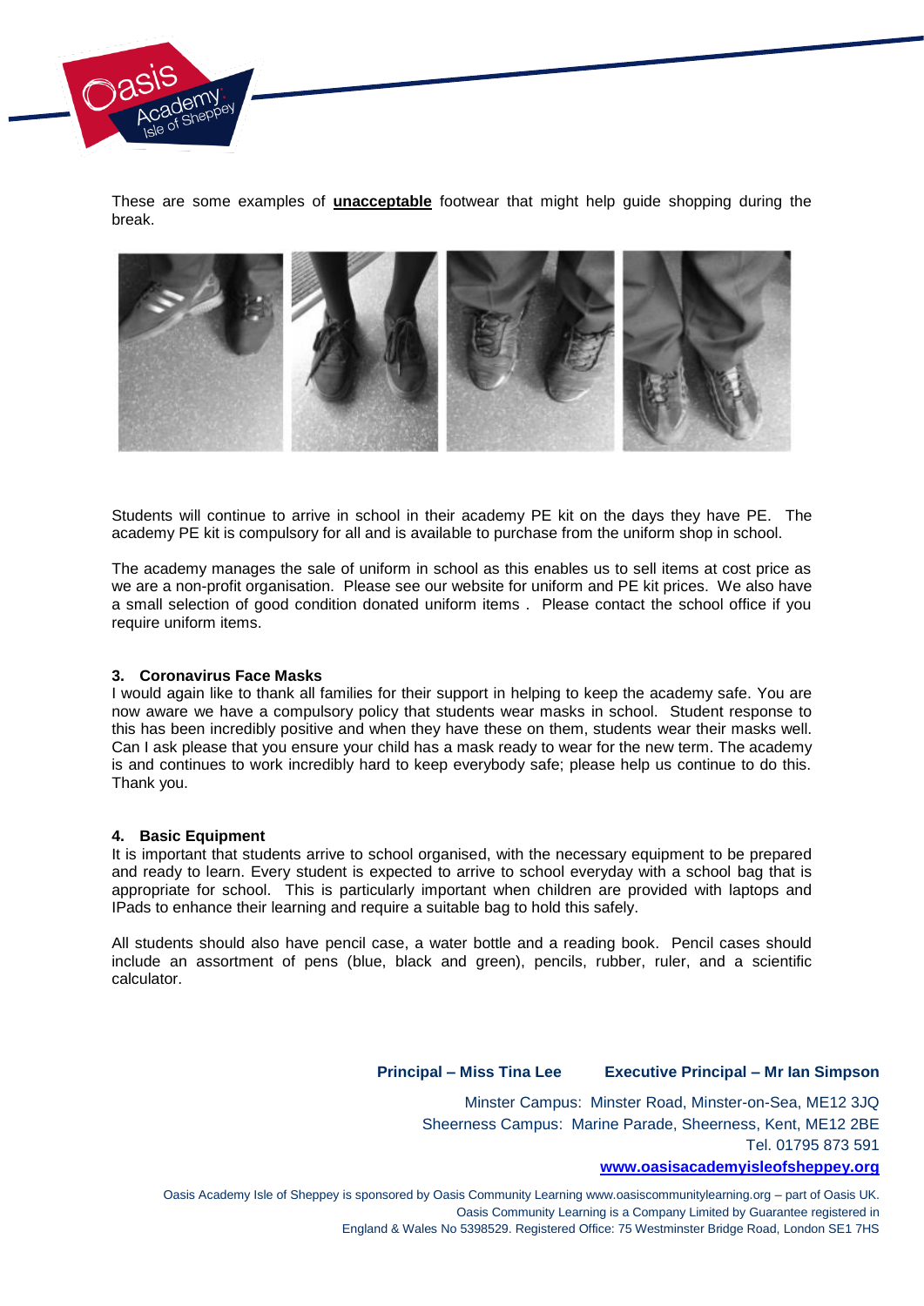These are some examples of **unacceptable** footwear that might help guide shopping during the break.

Students will continue to arrive in school in their academy PE kit on the days they have PE. The academy PE kit is compulsory for all and is available to purchase from the uniform shop in school.

The academy manages the sale of uniform in school as this enables us to sell items at cost price as we are a non-profit organisation. Please see our website for uniform and PE kit prices. We also have a small selection of good condition donated uniform items . Please contact the school office if you require uniform items.

### 3. Coronavirus Face Masks

I would again like to thank all families for their support in helping to keep the academy safe. You are now aware we have a compulsory policy that students wear masks in school. Student response to this has been incredibly positive and when they have these on them, students wear their masks well. Can I ask please that you ensure your child has a mask ready to wear for the new term. The academy is and continues to work incredibly hard to keep everybody safe; please help us continue to do this. Thank you.

### 4. Basic Equipment

It is important that students arrive to school organised, with the necessary equipment to be prepared and ready to learn. Every student is expected to arrive to school everyday with a school bag that is appropriate for school. This is particularly important when children are provided with laptops and IPads to enhance their learning and require a suitable bag to hold this safely.

All students should also have pencil case, a water bottle and a reading book. Pencil cases should include an assortment of pens (blue, black and green), pencils, rubber, ruler, and a scientific calculator.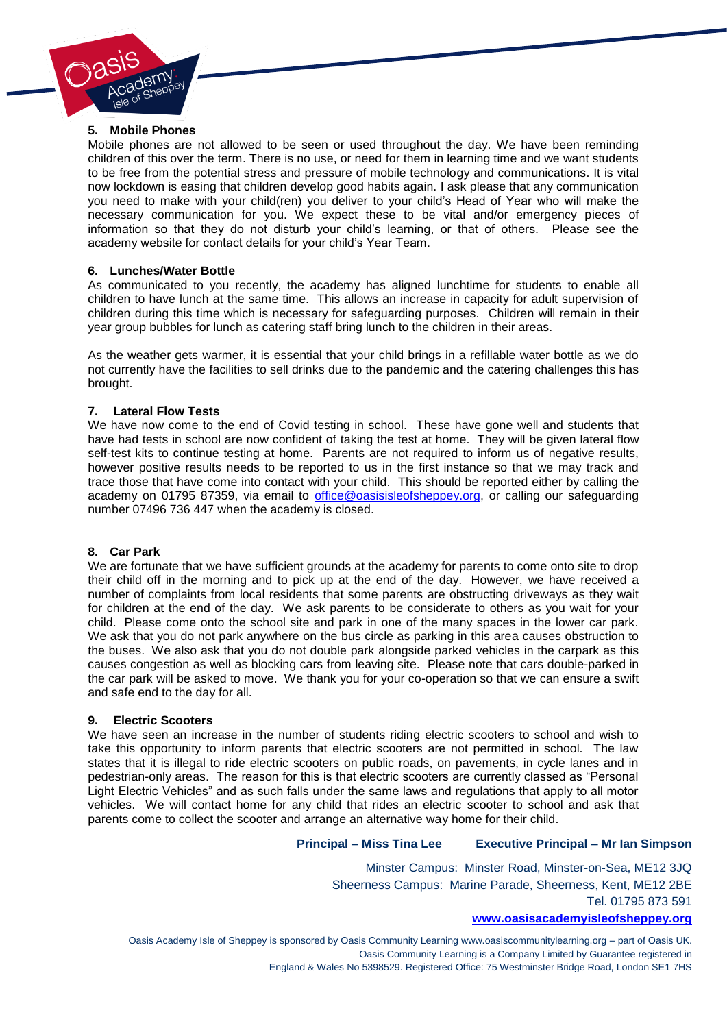### 5. Mobile Phones

Mobile phones are not allowed to be seen or used throughout the day. We have been reminding children of this over the term. There is no use, or need for them in learning time and we want students to be free from the potential stress and pressure of mobile technology and communications. It is vital now lockdown is easing that children develop good habits again. I ask please that any communication you need to make with your child(ren) you deliver to your child's Head of Year who will make the necessary communication for you. We expect these to be vital and/or emergency pieces of information so that they do not disturb your child's learning, or that of others. Please see the academy website for contact details for your child's Year Team.

### 6. Lunches/Water Bottle

As communicated to you recently, the academy has aligned lunchtime for students to enable all children to have lunch at the same time. This allows an increase in capacity for adult supervision of children during this time which is necessary for safeguarding purposes. Children will remain in their year group bubbles for lunch as catering staff bring lunch to the children in their areas.

As the weather gets warmer, it is essential that your child brings in a refillable water bottle as we do not currently have the facilities to sell drinks due to the pandemic and the catering challenges this has brought.

### 7. Lateral Flow Tests

We have now come to the end of Covid testing in school. These have gone well and students that have had tests in school are now confident of taking the test at home. They will be given lateral flow self-test kits to continue testing at home. Parents are not required to inform us of negative results, however positive results needs to be reported to us in the first instance so that we may track and trace those that have come into contact with your child. This should be reported either by calling the academy on 01795 87359, via email to office@oasisisleofsheppey.org, or calling our safeguarding number 07496 736 447 when the academy is closed.

### 8. Car Park

We are fortunate that we have sufficient grounds at the academy for parents to come onto site to drop their child off in the morning and to pick up at the end of the day. However, we have received a number of complaints from local residents that some parents are obstructing driveways as they wait for children at the end of the day. We ask parents to be considerate to others as you wait for your child. Please come onto the school site and park in one of the many spaces in the lower car park. We ask that you do not park anywhere on the bus circle as parking in this area causes obstruction to the buses. We also ask that you do not double park alongside parked vehicles in the carpark as this causes congestion as well as blocking cars from leaving site. Please note that cars double-parked in the car park will be asked to move. We thank you for your co-operation so that we can ensure a swift and safe end to the day for all.

### 9. Electric Scooters

We have seen an increase in the number of students riding electric scooters to school and wish to take this opportunity to inform parents that electric scooters are not permitted in school. The law states that it is illegal to ride electric scooters on public roads, on pavements, in cycle lanes and in pedestrian-only areas. The reason for this is that electric scooters are currently classed as "Personal Light Electric Vehicles" and as such falls under the same laws and regulations that apply to all motor vehicles. We will contact home for any child that rides an electric scooter to school and ask that parents come to collect the scooter and arrange an alternative way home for their child.

**Principal – Miss Tina Lee** **Executive Principal – Mr Ian Simpson**

Minster Campus: Minster Road, Minster-on-Sea, ME12 3JQ
Sheerness Campus: Marine Parade, Sheerness, Kent, ME12 2BE
Tel. 01795 873 591
**www.oasisacademyisleofsheppey.org**

Oasis Academy Isle of Sheppey is sponsored by Oasis Community Learning www.oasiscommunitylearning.org – part of Oasis UK. Oasis Community Learning is a Company Limited by Guarantee registered in England & Wales No 5398529. Registered Office: 75 Westminster Bridge Road, London SE1 7HS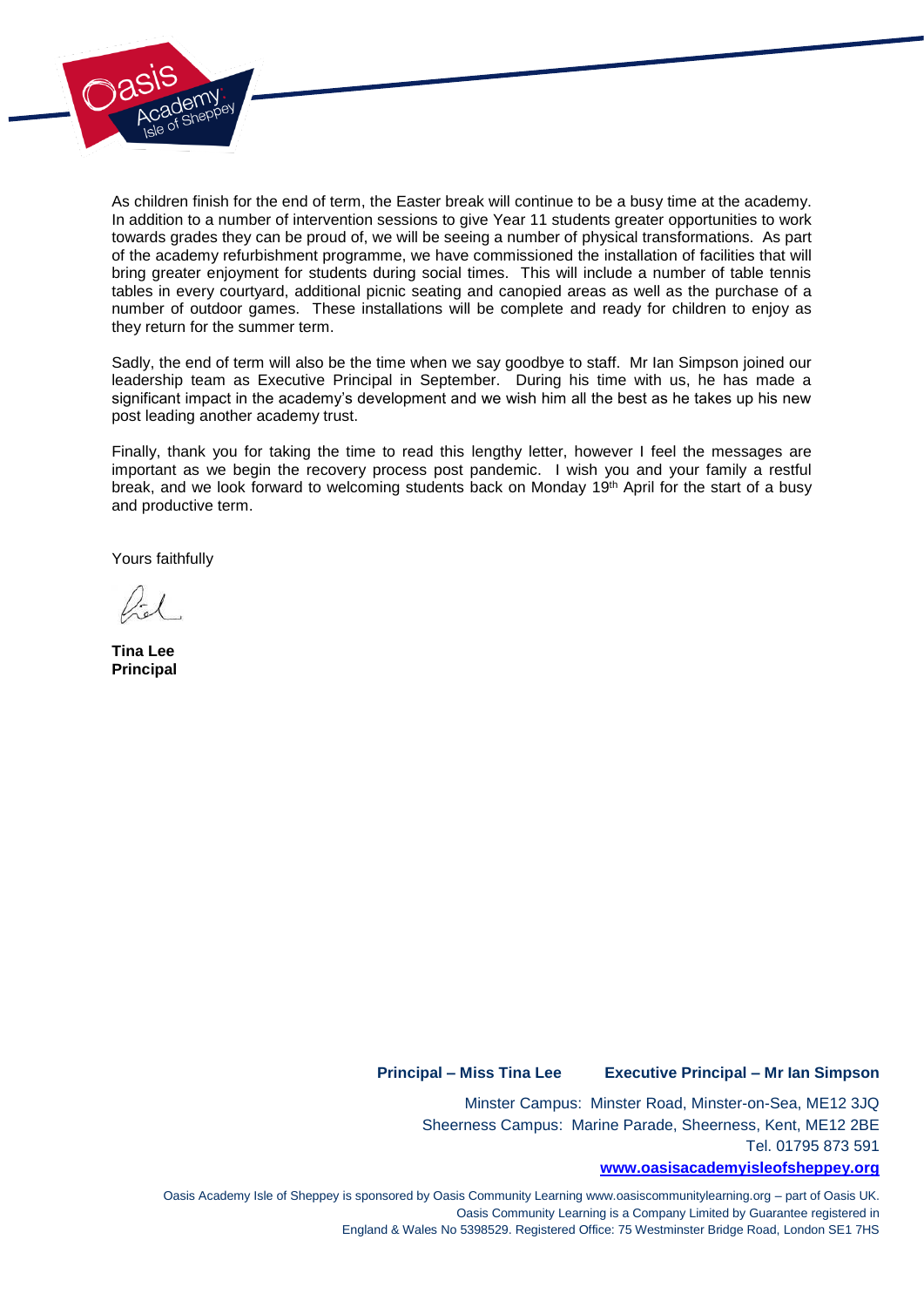As children finish for the end of term, the Easter break will continue to be a busy time at the academy. In addition to a number of intervention sessions to give Year 11 students greater opportunities to work towards grades they can be proud of, we will be seeing a number of physical transformations. As part of the academy refurbishment programme, we have commissioned the installation of facilities that will bring greater enjoyment for students during social times. This will include a number of table tennis tables in every courtyard, additional picnic seating and canopied areas as well as the purchase of a number of outdoor games. These installations will be complete and ready for children to enjoy as they return for the summer term.

Sadly, the end of term will also be the time when we say goodbye to staff. Mr Ian Simpson joined our leadership team as Executive Principal in September. During his time with us, he has made a significant impact in the academy's development and we wish him all the best as he takes up his new post leading another academy trust.

Finally, thank you for taking the time to read this lengthy letter, however I feel the messages are important as we begin the recovery process post pandemic. I wish you and your family a restful break, and we look forward to welcoming students back on Monday 19th April for the start of a busy and productive term.

Yours faithfully

**Tina Lee**
**Principal**

**Principal – Miss Tina Lee** **Executive Principal – Mr Ian Simpson**

Minster Campus: Minster Road, Minster-on-Sea, ME12 3JQ
Sheerness Campus: Marine Parade, Sheerness, Kent, ME12 2BE
Tel. 01795 873 591
**www.oasisacademyisleofsheppey.org**

Oasis Academy Isle of Sheppey is sponsored by Oasis Community Learning www.oasiscommunitylearning.org – part of Oasis UK. Oasis Community Learning is a Company Limited by Guarantee registered in England & Wales No 5398529. Registered Office: 75 Westminster Bridge Road, London SE1 7HS